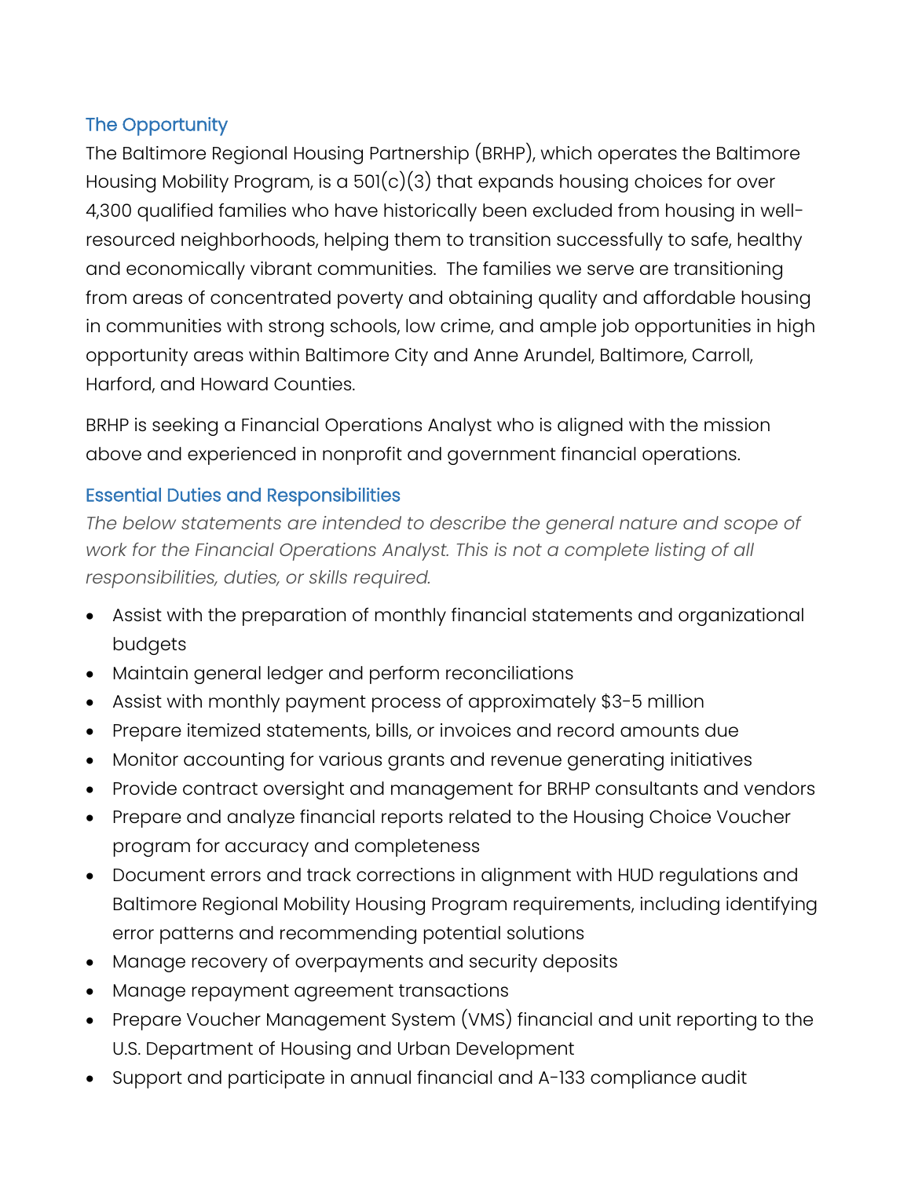## The Opportunity

The Baltimore Regional Housing Partnership (BRHP), which operates the Baltimore Housing Mobility Program, is a 501(c)(3) that expands housing choices for over 4,300 qualified families who have historically been excluded from housing in well-resourced neighborhoods, helping them to transition successfully to safe, healthy and economically vibrant communities. The families we serve are transitioning from areas of concentrated poverty and obtaining quality and affordable housing in communities with strong schools, low crime, and ample job opportunities in high opportunity areas within Baltimore City and Anne Arundel, Baltimore, Carroll, Harford, and Howard Counties.

BRHP is seeking a Financial Operations Analyst who is aligned with the mission above and experienced in nonprofit and government financial operations.

## Essential Duties and Responsibilities

*The below statements are intended to describe the general nature and scope of work for the Financial Operations Analyst. This is not a complete listing of all responsibilities, duties, or skills required.*

- Assist with the preparation of monthly financial statements and organizational budgets
- Maintain general ledger and perform reconciliations
- Assist with monthly payment process of approximately $3-5 million
- Prepare itemized statements, bills, or invoices and record amounts due
- Monitor accounting for various grants and revenue generating initiatives
- Provide contract oversight and management for BRHP consultants and vendors
- Prepare and analyze financial reports related to the Housing Choice Voucher program for accuracy and completeness
- Document errors and track corrections in alignment with HUD regulations and Baltimore Regional Mobility Housing Program requirements, including identifying error patterns and recommending potential solutions
- Manage recovery of overpayments and security deposits
- Manage repayment agreement transactions
- Prepare Voucher Management System (VMS) financial and unit reporting to the U.S. Department of Housing and Urban Development
- Support and participate in annual financial and A-133 compliance audit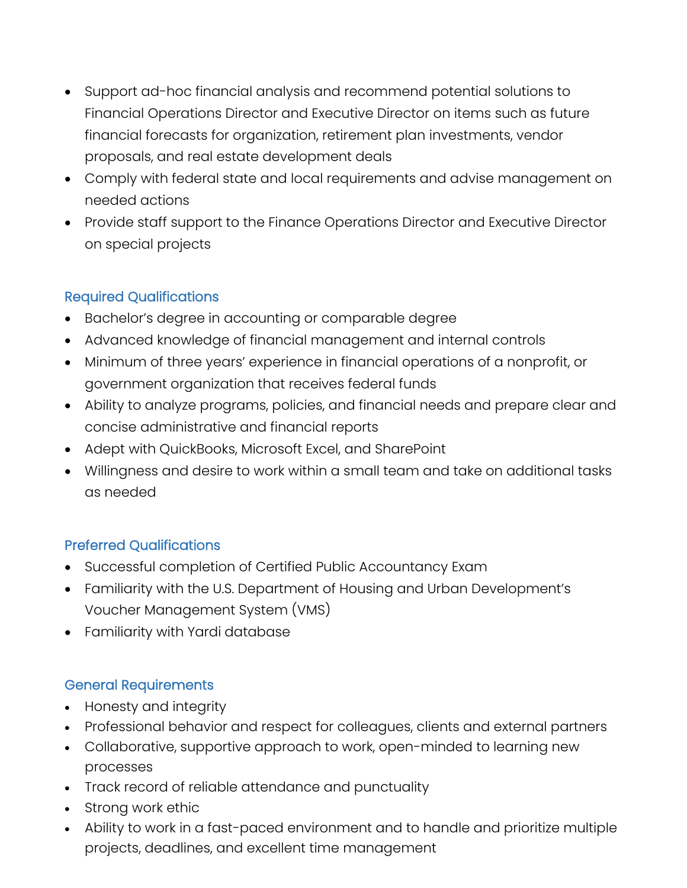- Support ad-hoc financial analysis and recommend potential solutions to Financial Operations Director and Executive Director on items such as future financial forecasts for organization, retirement plan investments, vendor proposals, and real estate development deals
- Comply with federal state and local requirements and advise management on needed actions
- Provide staff support to the Finance Operations Director and Executive Director on special projects

### Required Qualifications

- Bachelor's degree in accounting or comparable degree
- Advanced knowledge of financial management and internal controls
- Minimum of three years' experience in financial operations of a nonprofit, or government organization that receives federal funds
- Ability to analyze programs, policies, and financial needs and prepare clear and concise administrative and financial reports
- Adept with QuickBooks, Microsoft Excel, and SharePoint
- Willingness and desire to work within a small team and take on additional tasks as needed

### Preferred Qualifications

- Successful completion of Certified Public Accountancy Exam
- Familiarity with the U.S. Department of Housing and Urban Development's Voucher Management System (VMS)
- Familiarity with Yardi database

### General Requirements

- Honesty and integrity
- Professional behavior and respect for colleagues, clients and external partners
- Collaborative, supportive approach to work, open-minded to learning new processes
- Track record of reliable attendance and punctuality
- Strong work ethic
- Ability to work in a fast-paced environment and to handle and prioritize multiple projects, deadlines, and excellent time management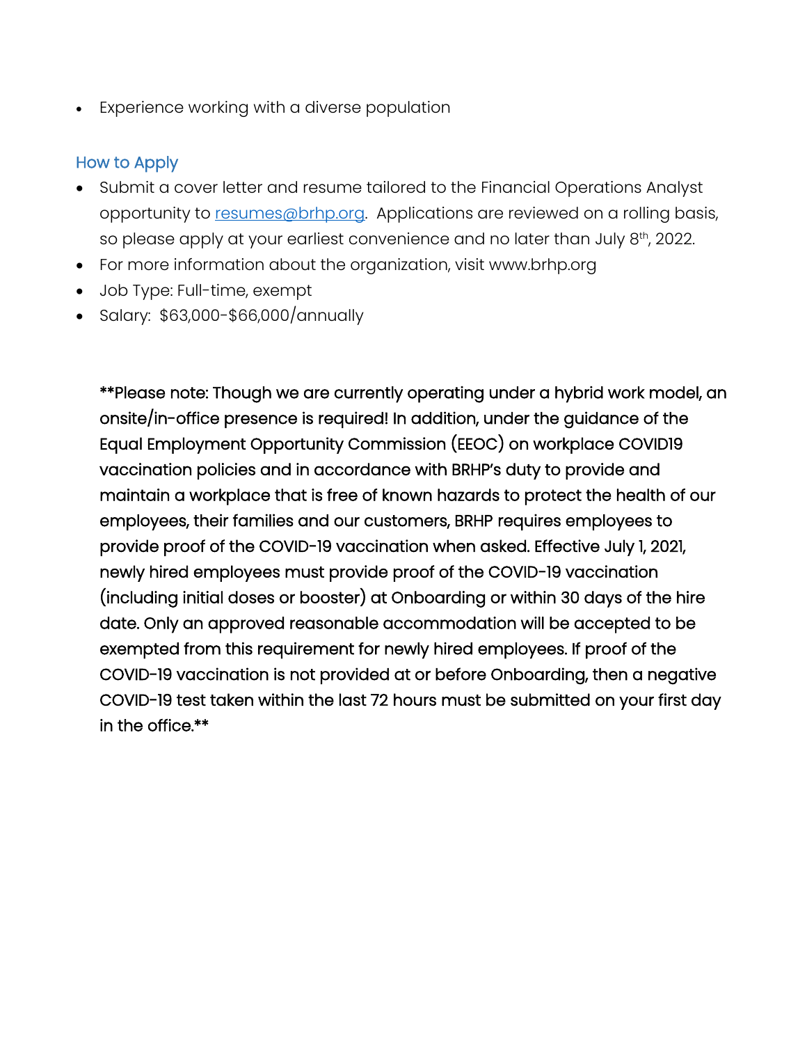- Experience working with a diverse population

## How to Apply

- Submit a cover letter and resume tailored to the Financial Operations Analyst opportunity to resumes@brhp.org. Applications are reviewed on a rolling basis, so please apply at your earliest convenience and no later than July 8th, 2022.
- For more information about the organization, visit www.brhp.org
- Job Type: Full-time, exempt
- Salary: $63,000-$66,000/annually

**Please note: Though we are currently operating under a hybrid work model, an onsite/in-office presence is required! In addition, under the guidance of the Equal Employment Opportunity Commission (EEOC) on workplace COVID19 vaccination policies and in accordance with BRHP's duty to provide and maintain a workplace that is free of known hazards to protect the health of our employees, their families and our customers, BRHP requires employees to provide proof of the COVID-19 vaccination when asked. Effective July 1, 2021, newly hired employees must provide proof of the COVID-19 vaccination (including initial doses or booster) at Onboarding or within 30 days of the hire date. Only an approved reasonable accommodation will be accepted to be exempted from this requirement for newly hired employees. If proof of the COVID-19 vaccination is not provided at or before Onboarding, then a negative COVID-19 test taken within the last 72 hours must be submitted on your first day in the office.**